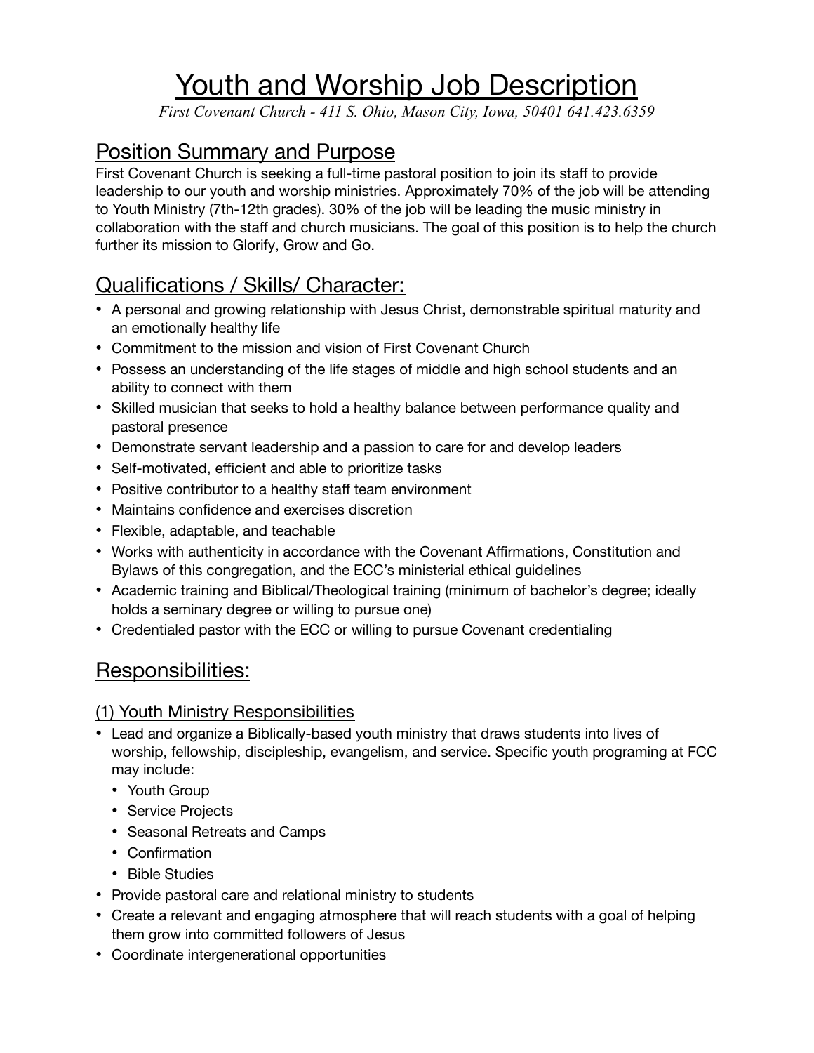# Youth and Worship Job Description

*First Covenant Church - 411 S. Ohio, Mason City, Iowa, 50401 641.423.6359*

## Position Summary and Purpose

First Covenant Church is seeking a full-time pastoral position to join its staff to provide leadership to our youth and worship ministries. Approximately 70% of the job will be attending to Youth Ministry (7th-12th grades). 30% of the job will be leading the music ministry in collaboration with the staff and church musicians. The goal of this position is to help the church further its mission to Glorify, Grow and Go.

## Qualifications / Skills/ Character:

- A personal and growing relationship with Jesus Christ, demonstrable spiritual maturity and an emotionally healthy life
- Commitment to the mission and vision of First Covenant Church
- Possess an understanding of the life stages of middle and high school students and an ability to connect with them
- Skilled musician that seeks to hold a healthy balance between performance quality and pastoral presence
- Demonstrate servant leadership and a passion to care for and develop leaders
- Self-motivated, efficient and able to prioritize tasks
- Positive contributor to a healthy staff team environment
- Maintains confidence and exercises discretion
- Flexible, adaptable, and teachable
- Works with authenticity in accordance with the Covenant Affirmations, Constitution and Bylaws of this congregation, and the ECC's ministerial ethical guidelines
- Academic training and Biblical/Theological training (minimum of bachelor's degree; ideally holds a seminary degree or willing to pursue one)
- Credentialed pastor with the ECC or willing to pursue Covenant credentialing

## Responsibilities:

### (1) Youth Ministry Responsibilities

- Lead and organize a Biblically-based youth ministry that draws students into lives of worship, fellowship, discipleship, evangelism, and service. Specific youth programing at FCC may include:
  - Youth Group
  - Service Projects
  - Seasonal Retreats and Camps
  - Confirmation
  - Bible Studies
- Provide pastoral care and relational ministry to students
- Create a relevant and engaging atmosphere that will reach students with a goal of helping them grow into committed followers of Jesus
- Coordinate intergenerational opportunities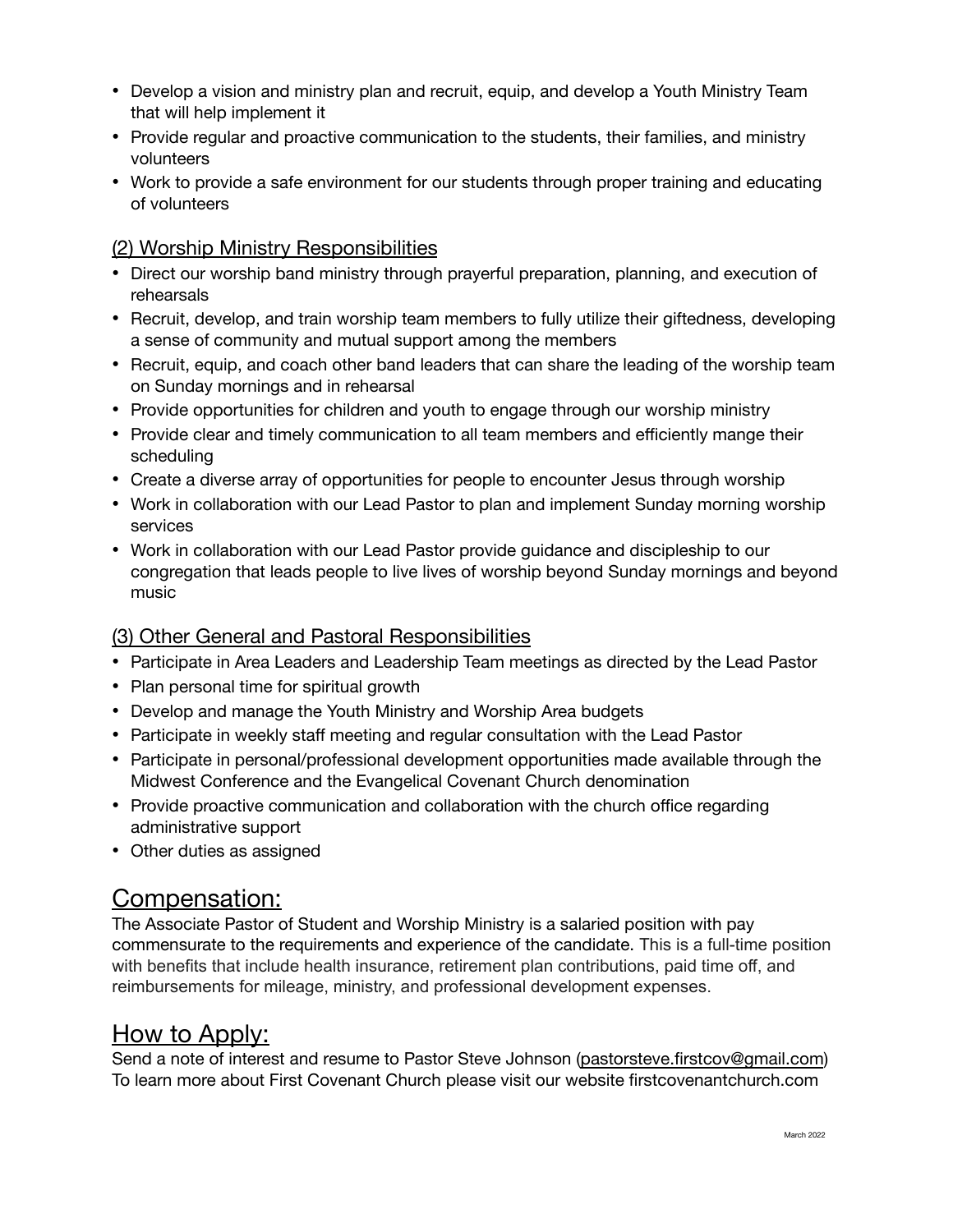- Develop a vision and ministry plan and recruit, equip, and develop a Youth Ministry Team that will help implement it
- Provide regular and proactive communication to the students, their families, and ministry volunteers
- Work to provide a safe environment for our students through proper training and educating of volunteers

### (2) Worship Ministry Responsibilities

- Direct our worship band ministry through prayerful preparation, planning, and execution of rehearsals
- Recruit, develop, and train worship team members to fully utilize their giftedness, developing a sense of community and mutual support among the members
- Recruit, equip, and coach other band leaders that can share the leading of the worship team on Sunday mornings and in rehearsal
- Provide opportunities for children and youth to engage through our worship ministry
- Provide clear and timely communication to all team members and efficiently mange their scheduling
- Create a diverse array of opportunities for people to encounter Jesus through worship
- Work in collaboration with our Lead Pastor to plan and implement Sunday morning worship services
- Work in collaboration with our Lead Pastor provide guidance and discipleship to our congregation that leads people to live lives of worship beyond Sunday mornings and beyond music

### (3) Other General and Pastoral Responsibilities

- Participate in Area Leaders and Leadership Team meetings as directed by the Lead Pastor
- Plan personal time for spiritual growth
- Develop and manage the Youth Ministry and Worship Area budgets
- Participate in weekly staff meeting and regular consultation with the Lead Pastor
- Participate in personal/professional development opportunities made available through the Midwest Conference and the Evangelical Covenant Church denomination
- Provide proactive communication and collaboration with the church office regarding administrative support
- Other duties as assigned

## Compensation:

The Associate Pastor of Student and Worship Ministry is a salaried position with pay commensurate to the requirements and experience of the candidate. This is a full-time position with benefits that include health insurance, retirement plan contributions, paid time off, and reimbursements for mileage, ministry, and professional development expenses.

## How to Apply:

Send a note of interest and resume to Pastor Steve Johnson (pastorsteve.firstcov@gmail.com)
To learn more about First Covenant Church please visit our website firstcovenantchurch.com

March 2022